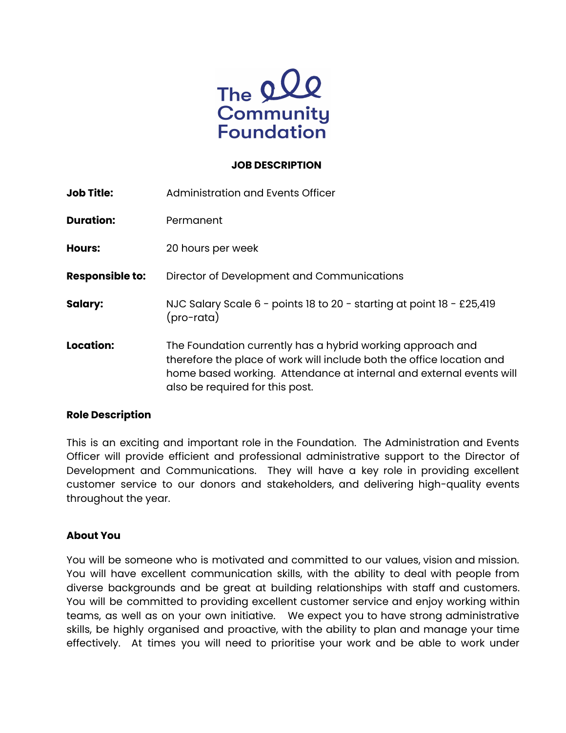The Community Foundation

# JOB DESCRIPTION

| | |
|---|---|
| **Job Title:** | Administration and Events Officer |
| **Duration:** | Permanent |
| **Hours:** | 20 hours per week |
| **Responsible to:** | Director of Development and Communications |
| **Salary:** | NJC Salary Scale 6 - points 18 to 20 - starting at point 18 - £25,419 (pro-rata) |
| **Location:** | The Foundation currently has a hybrid working approach and therefore the place of work will include both the office location and home based working. Attendance at internal and external events will also be required for this post. |

## Role Description

This is an exciting and important role in the Foundation. The Administration and Events Officer will provide efficient and professional administrative support to the Director of Development and Communications. They will have a key role in providing excellent customer service to our donors and stakeholders, and delivering high-quality events throughout the year.

## About You

You will be someone who is motivated and committed to our values, vision and mission. You will have excellent communication skills, with the ability to deal with people from diverse backgrounds and be great at building relationships with staff and customers. You will be committed to providing excellent customer service and enjoy working within teams, as well as on your own initiative. We expect you to have strong administrative skills, be highly organised and proactive, with the ability to plan and manage your time effectively. At times you will need to prioritise your work and be able to work under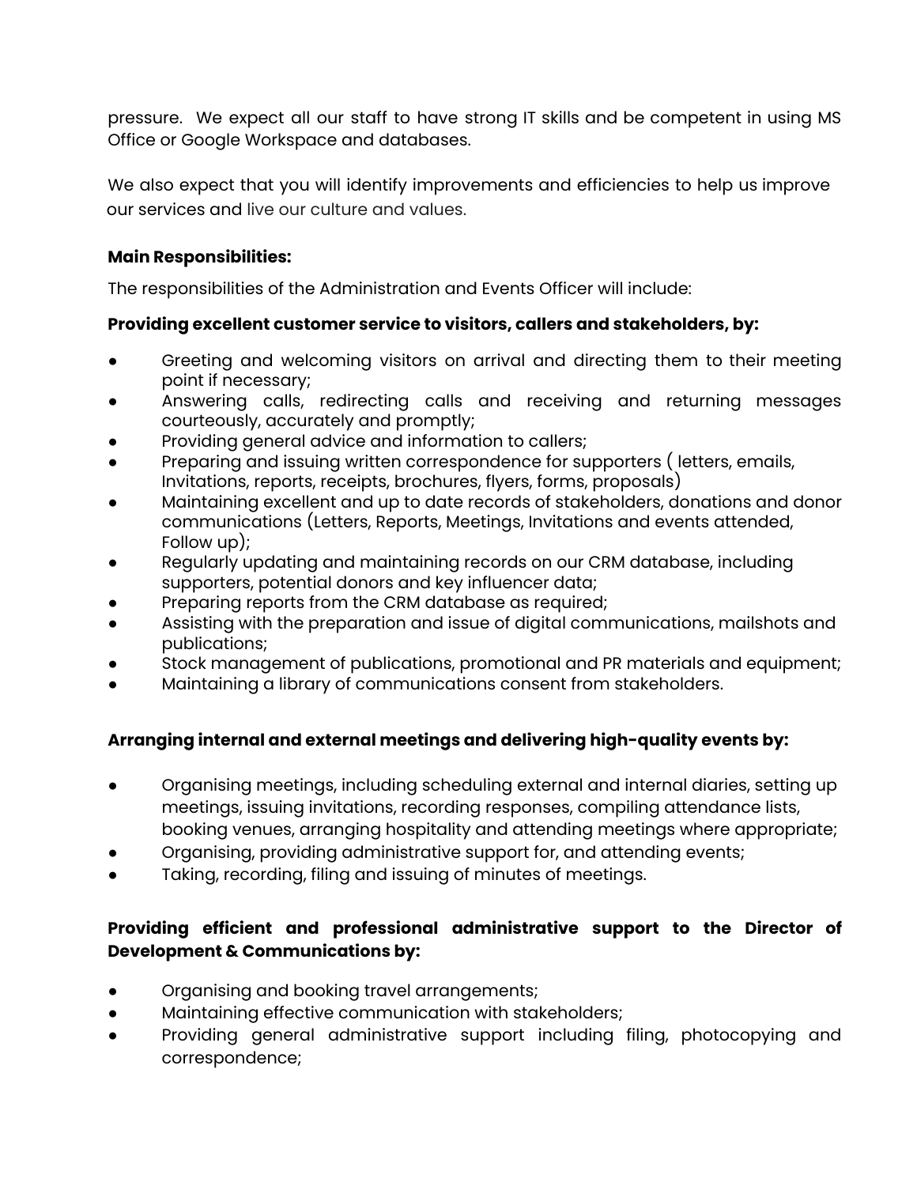pressure. We expect all our staff to have strong IT skills and be competent in using MS Office or Google Workspace and databases.

We also expect that you will identify improvements and efficiencies to help us improve our services and live our culture and values.

**Main Responsibilities:**

The responsibilities of the Administration and Events Officer will include:

**Providing excellent customer service to visitors, callers and stakeholders, by:**

- Greeting and welcoming visitors on arrival and directing them to their meeting point if necessary;
- Answering calls, redirecting calls and receiving and returning messages courteously, accurately and promptly;
- Providing general advice and information to callers;
- Preparing and issuing written correspondence for supporters ( letters, emails, Invitations, reports, receipts, brochures, flyers, forms, proposals)
- Maintaining excellent and up to date records of stakeholders, donations and donor communications (Letters, Reports, Meetings, Invitations and events attended, Follow up);
- Regularly updating and maintaining records on our CRM database, including supporters, potential donors and key influencer data;
- Preparing reports from the CRM database as required;
- Assisting with the preparation and issue of digital communications, mailshots and publications;
- Stock management of publications, promotional and PR materials and equipment;
- Maintaining a library of communications consent from stakeholders.

**Arranging internal and external meetings and delivering high-quality events by:**

- Organising meetings, including scheduling external and internal diaries, setting up meetings, issuing invitations, recording responses, compiling attendance lists, booking venues, arranging hospitality and attending meetings where appropriate;
- Organising, providing administrative support for, and attending events;
- Taking, recording, filing and issuing of minutes of meetings.

**Providing efficient and professional administrative support to the Director of Development & Communications by:**

- Organising and booking travel arrangements;
- Maintaining effective communication with stakeholders;
- Providing general administrative support including filing, photocopying and correspondence;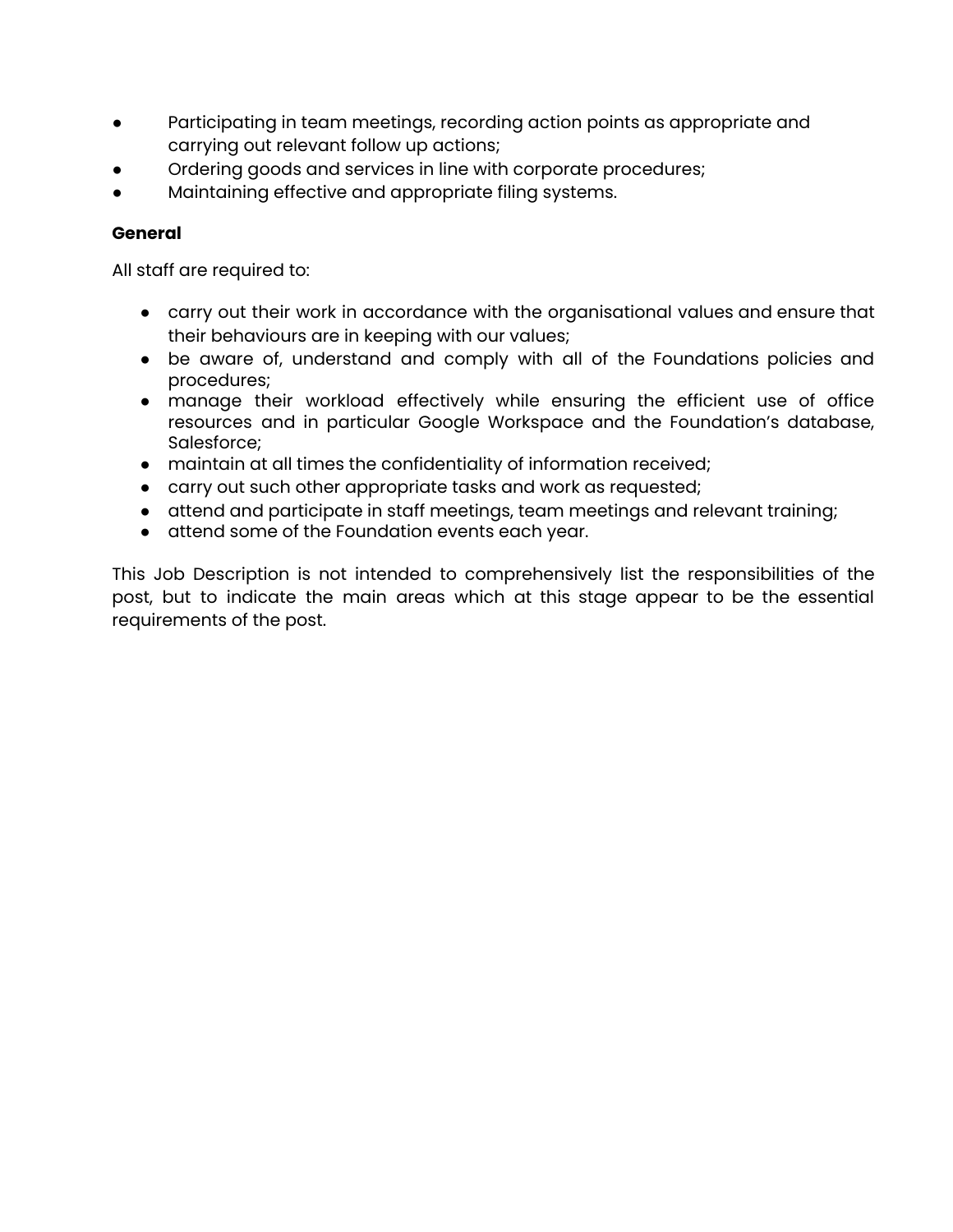- Participating in team meetings, recording action points as appropriate and carrying out relevant follow up actions;
- Ordering goods and services in line with corporate procedures;
- Maintaining effective and appropriate filing systems.

**General**

All staff are required to:

- carry out their work in accordance with the organisational values and ensure that their behaviours are in keeping with our values;
- be aware of, understand and comply with all of the Foundations policies and procedures;
- manage their workload effectively while ensuring the efficient use of office resources and in particular Google Workspace and the Foundation's database, Salesforce;
- maintain at all times the confidentiality of information received;
- carry out such other appropriate tasks and work as requested;
- attend and participate in staff meetings, team meetings and relevant training;
- attend some of the Foundation events each year.

This Job Description is not intended to comprehensively list the responsibilities of the post, but to indicate the main areas which at this stage appear to be the essential requirements of the post.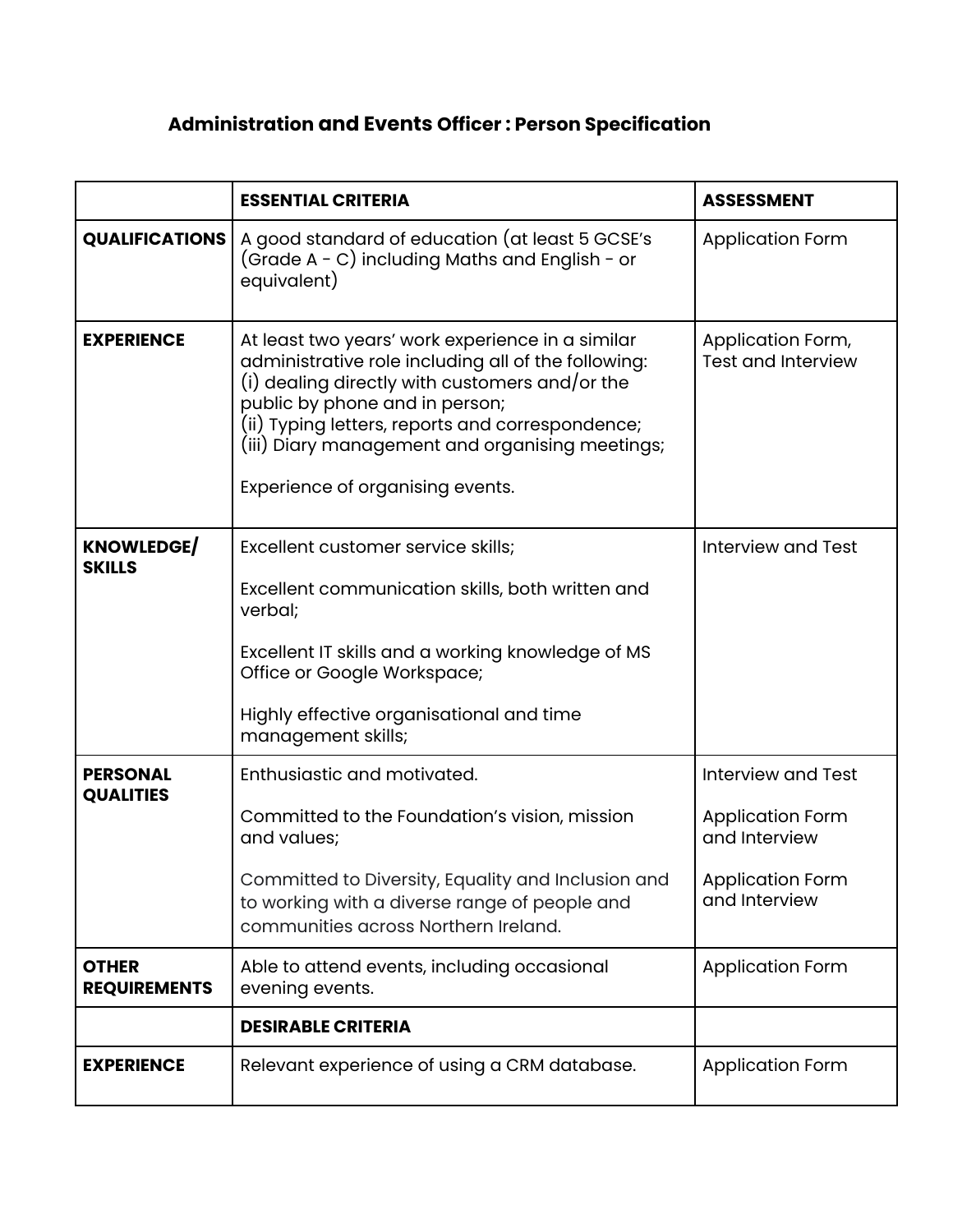## Administration and Events Officer : Person Specification

| | **ESSENTIAL CRITERIA** | **ASSESSMENT** |
|---|---|---|
| **QUALIFICATIONS** | A good standard of education (at least 5 GCSE's (Grade A - C) including Maths and English - or equivalent) | Application Form |
| **EXPERIENCE** | At least two years' work experience in a similar administrative role including all of the following:<br>(i) dealing directly with customers and/or the public by phone and in person;<br>(ii) Typing letters, reports and correspondence;<br>(iii) Diary management and organising meetings;<br><br>Experience of organising events. | Application Form, Test and Interview |
| **KNOWLEDGE/ SKILLS** | Excellent customer service skills;<br><br>Excellent communication skills, both written and verbal;<br><br>Excellent IT skills and a working knowledge of MS Office or Google Workspace;<br><br>Highly effective organisational and time management skills; | Interview and Test |
| **PERSONAL QUALITIES** | Enthusiastic and motivated.<br><br>Committed to the Foundation's vision, mission and values;<br><br>Committed to Diversity, Equality and Inclusion and to working with a diverse range of people and communities across Northern Ireland. | Interview and Test<br><br>Application Form and Interview<br><br>Application Form and Interview |
| **OTHER REQUIREMENTS** | Able to attend events, including occasional evening events. | Application Form |
| | **DESIRABLE CRITERIA** | |
| **EXPERIENCE** | Relevant experience of using a CRM database. | Application Form |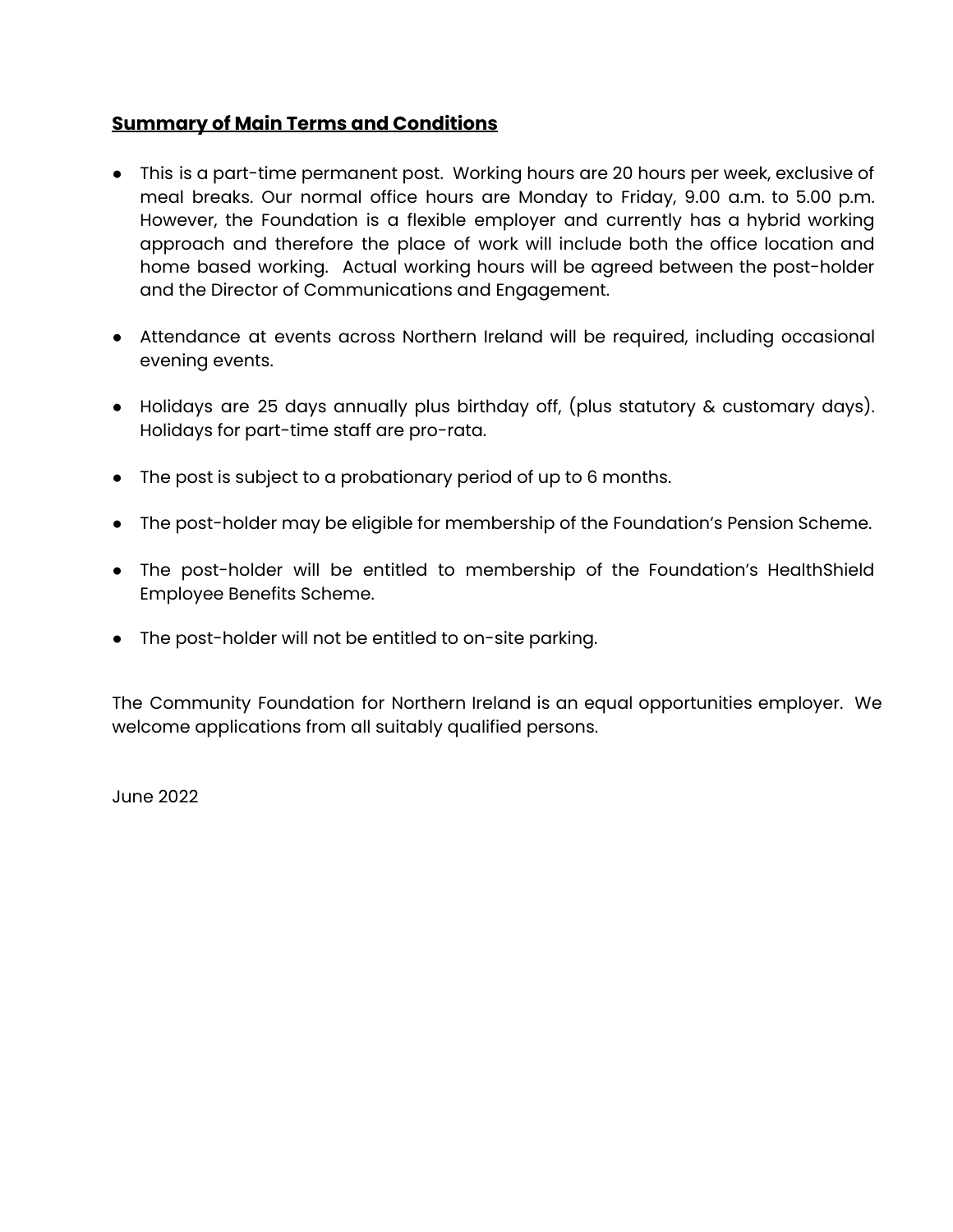## **Summary of Main Terms and Conditions**

- This is a part-time permanent post. Working hours are 20 hours per week, exclusive of meal breaks. Our normal office hours are Monday to Friday, 9.00 a.m. to 5.00 p.m. However, the Foundation is a flexible employer and currently has a hybrid working approach and therefore the place of work will include both the office location and home based working. Actual working hours will be agreed between the post-holder and the Director of Communications and Engagement.
- Attendance at events across Northern Ireland will be required, including occasional evening events.
- Holidays are 25 days annually plus birthday off, (plus statutory & customary days). Holidays for part-time staff are pro-rata.
- The post is subject to a probationary period of up to 6 months.
- The post-holder may be eligible for membership of the Foundation's Pension Scheme.
- The post-holder will be entitled to membership of the Foundation's HealthShield Employee Benefits Scheme.
- The post-holder will not be entitled to on-site parking.

The Community Foundation for Northern Ireland is an equal opportunities employer. We welcome applications from all suitably qualified persons.

June 2022